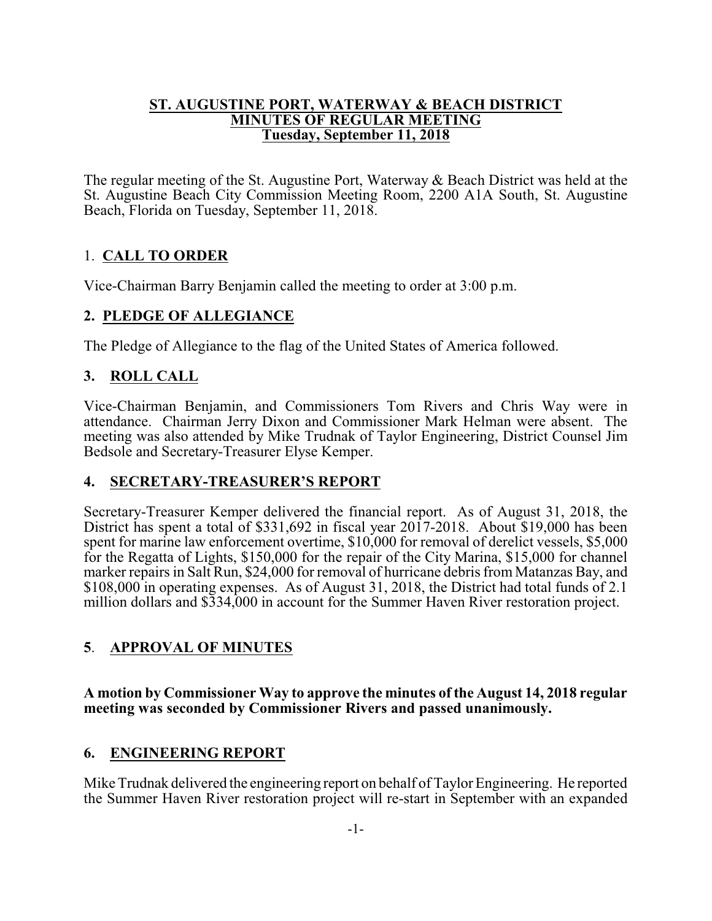**ST. AUGUSTINE PORT, WATERWAY & BEACH DISTRICT**
**MINUTES OF REGULAR MEETING**
**Tuesday, September 11, 2018**

The regular meeting of the St. Augustine Port, Waterway & Beach District was held at the St. Augustine Beach City Commission Meeting Room, 2200 A1A South, St. Augustine Beach, Florida on Tuesday, September 11, 2018.

## 1. CALL TO ORDER

Vice-Chairman Barry Benjamin called the meeting to order at 3:00 p.m.

## 2. PLEDGE OF ALLEGIANCE

The Pledge of Allegiance to the flag of the United States of America followed.

## 3. ROLL CALL

Vice-Chairman Benjamin, and Commissioners Tom Rivers and Chris Way were in attendance. Chairman Jerry Dixon and Commissioner Mark Helman were absent. The meeting was also attended by Mike Trudnak of Taylor Engineering, District Counsel Jim Bedsole and Secretary-Treasurer Elyse Kemper.

## 4. SECRETARY-TREASURER'S REPORT

Secretary-Treasurer Kemper delivered the financial report. As of August 31, 2018, the District has spent a total of $331,692 in fiscal year 2017-2018. About $19,000 has been spent for marine law enforcement overtime, $10,000 for removal of derelict vessels, $5,000 for the Regatta of Lights, $150,000 for the repair of the City Marina, $15,000 for channel marker repairs in Salt Run, $24,000 for removal of hurricane debris from Matanzas Bay, and $108,000 in operating expenses. As of August 31, 2018, the District had total funds of 2.1 million dollars and $334,000 in account for the Summer Haven River restoration project.

## 5. APPROVAL OF MINUTES

**A motion by Commissioner Way to approve the minutes of the August 14, 2018 regular meeting was seconded by Commissioner Rivers and passed unanimously.**

## 6. ENGINEERING REPORT

Mike Trudnak delivered the engineering report on behalf of Taylor Engineering. He reported the Summer Haven River restoration project will re-start in September with an expanded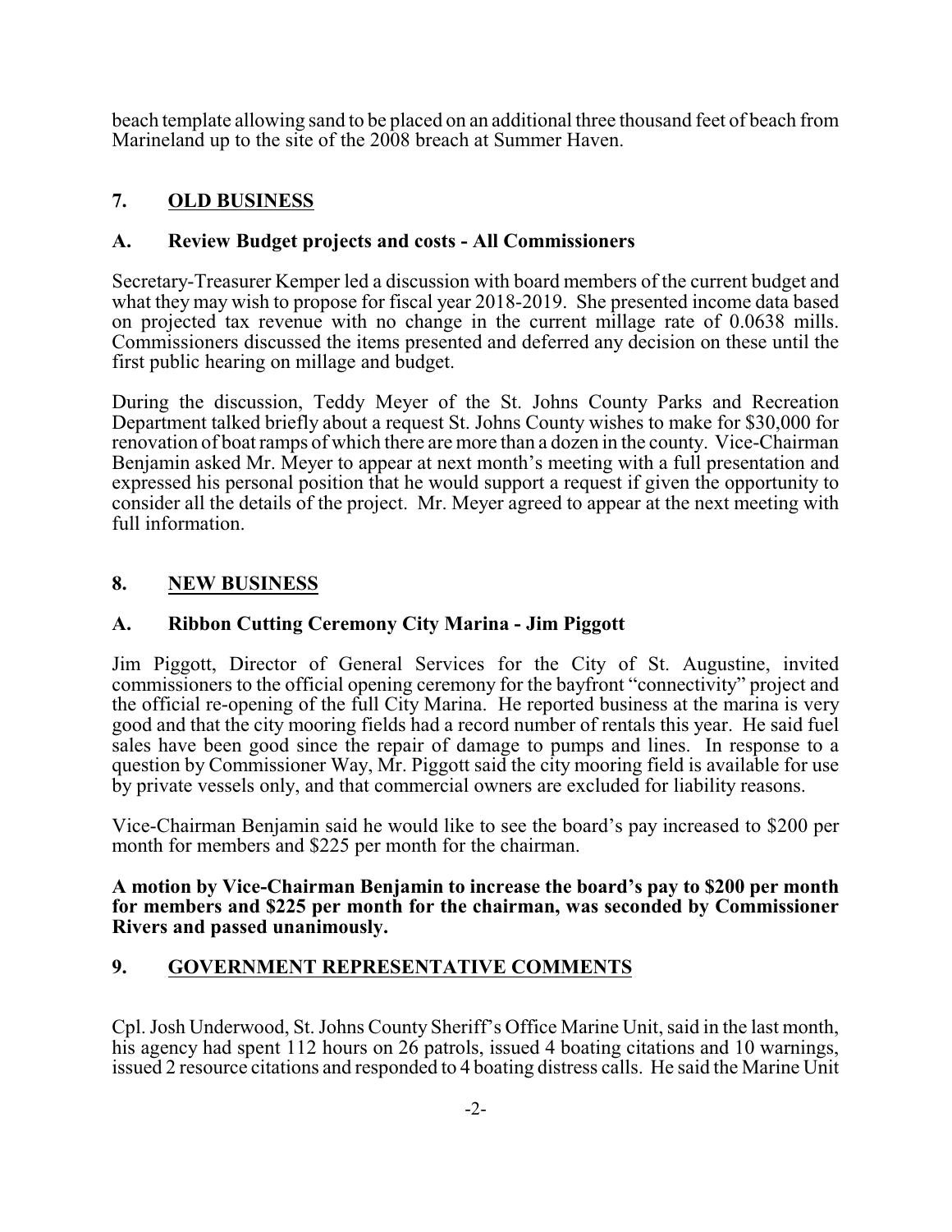beach template allowing sand to be placed on an additional three thousand feet of beach from Marineland up to the site of the 2008 breach at Summer Haven.

## 7. OLD BUSINESS

### A. Review Budget projects and costs - All Commissioners

Secretary-Treasurer Kemper led a discussion with board members of the current budget and what they may wish to propose for fiscal year 2018-2019. She presented income data based on projected tax revenue with no change in the current millage rate of 0.0638 mills. Commissioners discussed the items presented and deferred any decision on these until the first public hearing on millage and budget.

During the discussion, Teddy Meyer of the St. Johns County Parks and Recreation Department talked briefly about a request St. Johns County wishes to make for $30,000 for renovation of boat ramps of which there are more than a dozen in the county. Vice-Chairman Benjamin asked Mr. Meyer to appear at next month's meeting with a full presentation and expressed his personal position that he would support a request if given the opportunity to consider all the details of the project. Mr. Meyer agreed to appear at the next meeting with full information.

## 8. NEW BUSINESS

### A. Ribbon Cutting Ceremony City Marina - Jim Piggott

Jim Piggott, Director of General Services for the City of St. Augustine, invited commissioners to the official opening ceremony for the bayfront "connectivity" project and the official re-opening of the full City Marina. He reported business at the marina is very good and that the city mooring fields had a record number of rentals this year. He said fuel sales have been good since the repair of damage to pumps and lines. In response to a question by Commissioner Way, Mr. Piggott said the city mooring field is available for use by private vessels only, and that commercial owners are excluded for liability reasons.

Vice-Chairman Benjamin said he would like to see the board's pay increased to $200 per month for members and $225 per month for the chairman.

**A motion by Vice-Chairman Benjamin to increase the board's pay to $200 per month for members and $225 per month for the chairman, was seconded by Commissioner Rivers and passed unanimously.**

## 9. GOVERNMENT REPRESENTATIVE COMMENTS

Cpl. Josh Underwood, St. Johns County Sheriff's Office Marine Unit, said in the last month, his agency had spent 112 hours on 26 patrols, issued 4 boating citations and 10 warnings, issued 2 resource citations and responded to 4 boating distress calls. He said the Marine Unit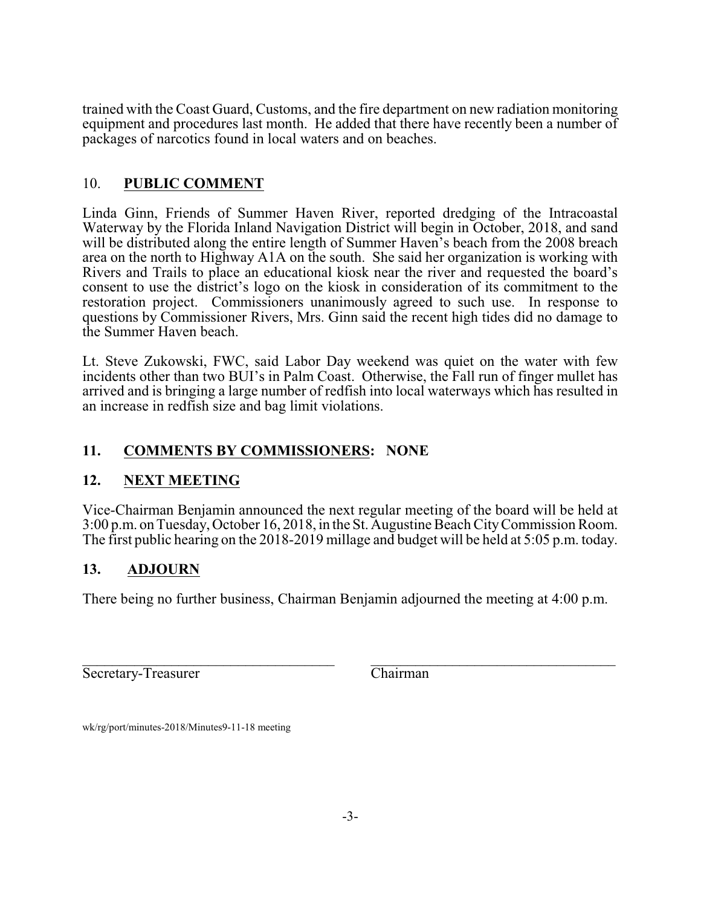trained with the Coast Guard, Customs, and the fire department on new radiation monitoring equipment and procedures last month. He added that there have recently been a number of packages of narcotics found in local waters and on beaches.

## 10. **PUBLIC COMMENT**

Linda Ginn, Friends of Summer Haven River, reported dredging of the Intracoastal Waterway by the Florida Inland Navigation District will begin in October, 2018, and sand will be distributed along the entire length of Summer Haven's beach from the 2008 breach area on the north to Highway A1A on the south. She said her organization is working with Rivers and Trails to place an educational kiosk near the river and requested the board's consent to use the district's logo on the kiosk in consideration of its commitment to the restoration project. Commissioners unanimously agreed to such use. In response to questions by Commissioner Rivers, Mrs. Ginn said the recent high tides did no damage to the Summer Haven beach.

Lt. Steve Zukowski, FWC, said Labor Day weekend was quiet on the water with few incidents other than two BUI's in Palm Coast. Otherwise, the Fall run of finger mullet has arrived and is bringing a large number of redfish into local waterways which has resulted in an increase in redfish size and bag limit violations.

## 11. **COMMENTS BY COMMISSIONERS: NONE**

## 12. **NEXT MEETING**

Vice-Chairman Benjamin announced the next regular meeting of the board will be held at 3:00 p.m. on Tuesday, October 16, 2018, in the St. Augustine Beach City Commission Room. The first public hearing on the 2018-2019 millage and budget will be held at 5:05 p.m. today.

## 13. **ADJOURN**

There being no further business, Chairman Benjamin adjourned the meeting at 4:00 p.m.

\_\_\_\_\_\_\_\_\_\_\_\_\_\_\_\_\_\_\_\_\_\_\_\_\_\_\_\_\_\_\_\_\_\_\_ \_\_\_\_\_\_\_\_\_\_\_\_\_\_\_\_\_\_\_\_\_\_\_\_\_\_\_\_\_\_\_\_\_\_\_

Secretary-Treasurer Chairman

wk/rg/port/minutes-2018/Minutes9-11-18 meeting